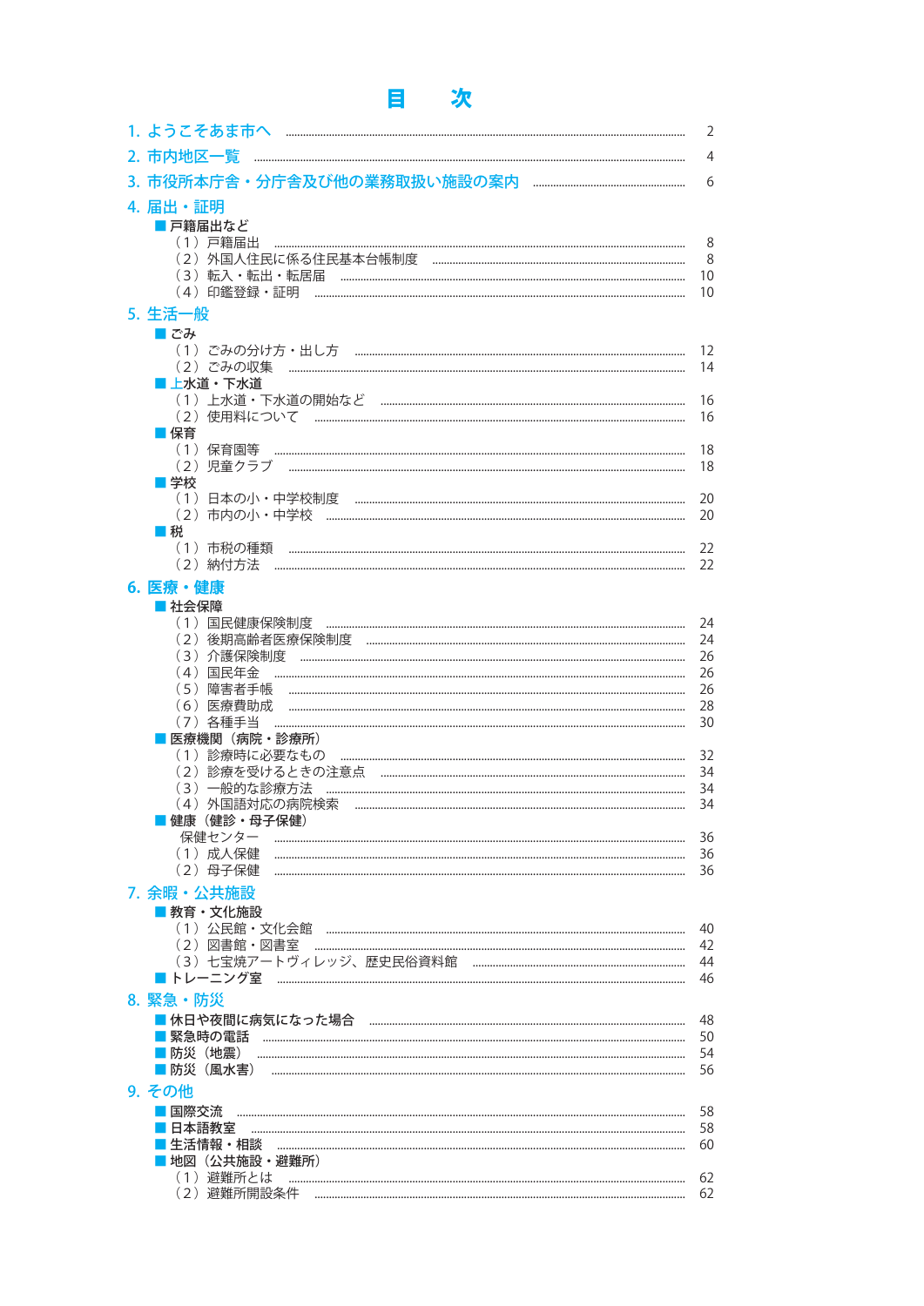# 目　次

1. ようこそあま市へ …… 2

2. 市内地区一覧 …… 4

3. 市役所本庁舎・分庁舎及び他の業務取扱い施設の案内 …… 6

4. 届出・証明

■ 戸籍届出など
- （1）戸籍届出 …… 8
- （2）外国人住民に係る住民基本台帳制度 …… 8
- （3）転入・転出・転居届 …… 10
- （4）印鑑登録・証明 …… 10

5. 生活一般

■ ごみ
- （1）ごみの分け方・出し方 …… 12
- （2）ごみの収集 …… 14

■ 上水道・下水道
- （1）上水道・下水道の開始など …… 16
- （2）使用料について …… 16

■ 保育
- （1）保育園等 …… 18
- （2）児童クラブ …… 18

■ 学校
- （1）日本の小・中学校制度 …… 20
- （2）市内の小・中学校 …… 20

■ 税
- （1）市税の種類 …… 22
- （2）納付方法 …… 22

6. 医療・健康

■ 社会保障
- （1）国民健康保険制度 …… 24
- （2）後期高齢者医療保険制度 …… 24
- （3）介護保険制度 …… 26
- （4）国民年金 …… 26
- （5）障害者手帳 …… 26
- （6）医療費助成 …… 28
- （7）各種手当 …… 30

■ 医療機関（病院・診療所）
- （1）診療時に必要なもの …… 32
- （2）診療を受けるときの注意点 …… 34
- （3）一般的な診療方法 …… 34
- （4）外国語対応の病院検索 …… 34

■ 健康（健診・母子保健）
- 保健センター …… 36
- （1）成人保健 …… 36
- （2）母子保健 …… 36

7. 余暇・公共施設

■ 教育・文化施設
- （1）公民館・文化会館 …… 40
- （2）図書館・図書室 …… 42
- （3）七宝焼アートヴィレッジ、歴史民俗資料館 …… 44

■ トレーニング室 …… 46

8. 緊急・防災

■ 休日や夜間に病気になった場合 …… 48

■ 緊急時の電話 …… 50

■ 防災（地震） …… 54

■ 防災（風水害） …… 56

9. その他

■ 国際交流 …… 58

■ 日本語教室 …… 58

■ 生活情報・相談 …… 60

■ 地図（公共施設・避難所）
- （1）避難所とは …… 62
- （2）避難所開設条件 …… 62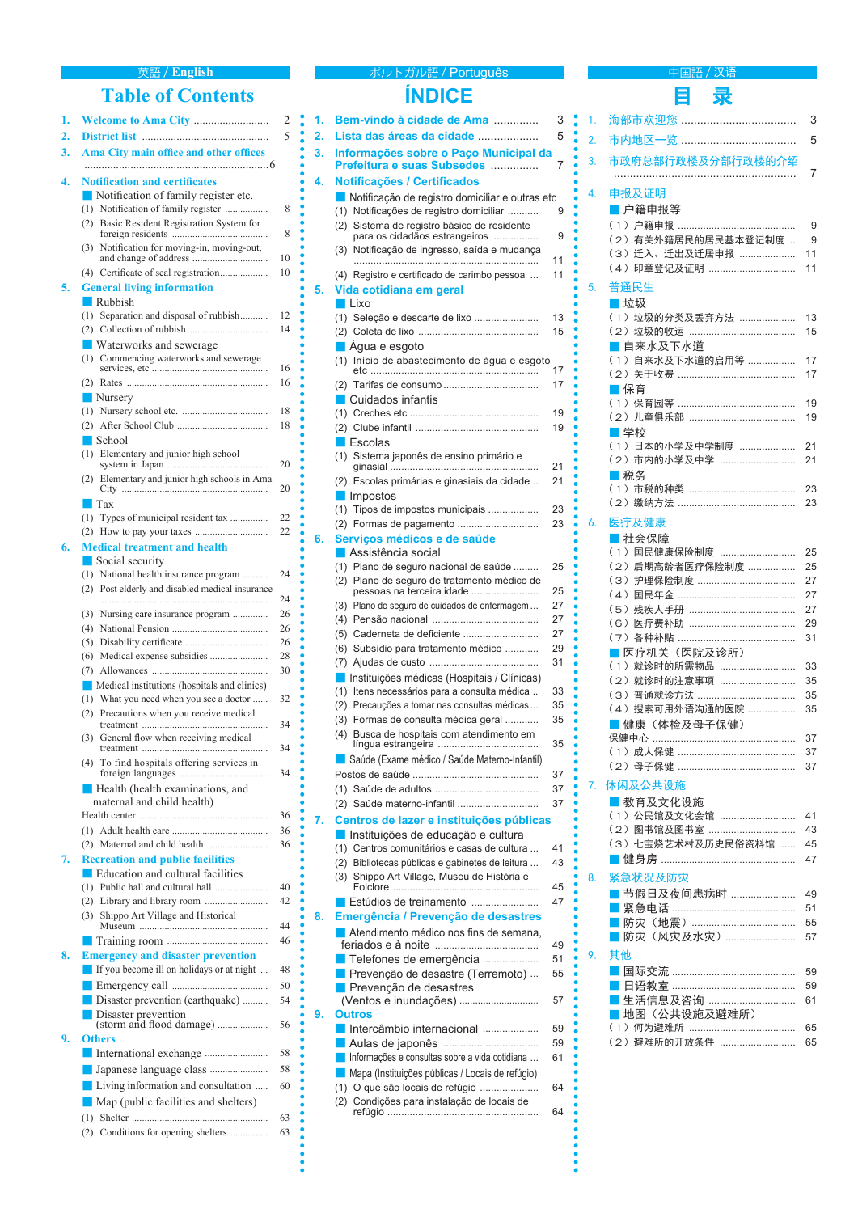英語 / English

# Table of Contents

1. Welcome to Ama City .......... 2
2. District list .......... 5
3. Ama City main office and other offices .......... 6
4. Notification and certificates
   - ■ Notification of family register etc.
     - (1) Notification of family register .......... 8
     - (2) Basic Resident Registration System for foreign residents .......... 8
     - (3) Notification for moving-in, moving-out, and change of address .......... 10
     - (4) Certificate of seal registration .......... 10
5. General living information
   - ■ Rubbish
     - (1) Separation and disposal of rubbish .......... 12
     - (2) Collection of rubbish .......... 14
   - ■ Waterworks and sewerage
     - (1) Commencing waterworks and sewerage services, etc .......... 16
     - (2) Rates .......... 16
   - ■ Nursery
     - (1) Nursery school etc. .......... 18
     - (2) After School Club .......... 18
   - ■ School
     - (1) Elementary and junior high school system in Japan .......... 20
     - (2) Elementary and junior high schools in Ama City .......... 20
   - ■ Tax
     - (1) Types of municipal resident tax .......... 22
     - (2) How to pay your taxes .......... 22
6. Medical treatment and health
   - ■ Social security
     - (1) National health insurance program .......... 24
     - (2) Post elderly and disabled medical insurance .......... 24
     - (3) Nursing care insurance program .......... 26
     - (4) National Pension .......... 26
     - (5) Disability certificate .......... 26
     - (6) Medical expense subsidies .......... 28
     - (7) Allowances .......... 30
   - ■ Medical institutions (hospitals and clinics)
     - (1) What you need when you see a doctor .......... 32
     - (2) Precautions when you receive medical treatment .......... 34
     - (3) General flow when receiving medical treatment .......... 34
     - (4) To find hospitals offering services in foreign languages .......... 34
   - ■ Health (health examinations, and maternal and child health)
     - Health center .......... 36
     - (1) Adult health care .......... 36
     - (2) Maternal and child health .......... 36
7. Recreation and public facilities
   - ■ Education and cultural facilities
     - (1) Public hall and cultural hall .......... 40
     - (2) Library and library room .......... 42
     - (3) Shippo Art Village and Historical Museum .......... 44
   - ■ Training room .......... 46
8. Emergency and disaster prevention
   - ■ If you become ill on holidays or at night .......... 48
   - ■ Emergency call .......... 50
   - ■ Disaster prevention (earthquake) .......... 54
   - ■ Disaster prevention (storm and flood damage) .......... 56
9. Others
   - ■ International exchange .......... 58
   - ■ Japanese language class .......... 58
   - ■ Living information and consultation .......... 60
   - ■ Map (public facilities and shelters)
     - (1) Shelter .......... 63
     - (2) Conditions for opening shelters .......... 63

ポルトガル語 / Português

# ÍNDICE

1. Bem-vindo à cidade de Ama .......... 3
2. Lista das áreas da cidade .......... 5
3. Informações sobre o Paço Municipal da Prefeitura e suas Subsedes .......... 7
4. Notificações / Certificados
   - ■ Notificação de registro domiciliar e outras etc
     - (1) Notificações de registro domiciliar .......... 9
     - (2) Sistema de registro básico de residente para os cidadãos estrangeiros .......... 9
     - (3) Notificação de ingresso, saída e mudança .......... 11
     - (4) Registro e certificado de carimbo pessoal .......... 11
5. Vida cotidiana em geral
   - ■ Lixo
     - (1) Seleção e descarte de lixo .......... 13
     - (2) Coleta de lixo .......... 15
   - ■ Água e esgoto
     - (1) Início de abastecimento de água e esgoto etc .......... 17
     - (2) Tarifas de consumo .......... 17
   - ■ Cuidados infantis
     - (1) Creches etc .......... 19
     - (2) Clube infantil .......... 19
   - ■ Escolas
     - (1) Sistema japonês de ensino primário e ginasial .......... 21
     - (2) Escolas primárias e ginasiais da cidade .......... 21
   - ■ Impostos
     - (1) Tipos de impostos municipais .......... 23
     - (2) Formas de pagamento .......... 23
6. Serviços médicos e de saúde
   - ■ Assistência social
     - (1) Plano de seguro nacional de saúde .......... 25
     - (2) Plano de seguro de tratamento médico de pessoas na terceira idade .......... 25
     - (3) Plano de seguro de cuidados de enfermagem .......... 27
     - (4) Pensão nacional .......... 27
     - (5) Caderneta de deficiente .......... 27
     - (6) Subsídio para tratamento médico .......... 29
     - (7) Ajudas de custo .......... 31
   - ■ Instituições médicas (Hospitais / Clínicas)
     - (1) Itens necessários para a consulta médica .......... 33
     - (2) Precauções a tomar nas consultas médicas .......... 35
     - (3) Formas de consulta médica geral .......... 35
     - (4) Busca de hospitais com atendimento em língua estrangeira .......... 35
   - ■ Saúde (Exame médico / Saúde Materno-Infantil)
     - Postos de saúde .......... 37
     - (1) Saúde de adultos .......... 37
     - (2) Saúde materno-infantil .......... 37
7. Centros de lazer e instituições públicas
   - ■ Instituições de educação e cultura
     - (1) Centros comunitários e casas de cultura .......... 41
     - (2) Bibliotecas públicas e gabinetes de leitura .......... 43
     - (3) Shippo Art Village, Museu de História e Folclore .......... 45
   - ■ Estúdios de treinamento .......... 47
8. Emergência / Prevenção de desastres
   - ■ Atendimento médico nos fins de semana, feriados e à noite .......... 49
   - ■ Telefones de emergência .......... 51
   - ■ Prevenção de desastre (Terremoto) .......... 55
   - ■ Prevenção de desastres (Ventos e inundações) .......... 57
9. Outros
   - ■ Intercâmbio internacional .......... 59
   - ■ Aulas de japonês .......... 59
   - ■ Informações e consultas sobre a vida cotidiana .......... 61
   - ■ Mapa (Instituições públicas / Locais de refúgio)
     - (1) O que são locais de refúgio .......... 64
     - (2) Condições para instalação de locais de refúgio .......... 64

中国語 / 汉语

# 目　录

1. 海部市欢迎您 .......... 3
2. 市内地区一览 .......... 5
3. 市政府总部行政楼及分部行政楼的介绍 .......... 7
4. 申报及证明
   - ■ 户籍申报等
     - （1）户籍申报 .......... 9
     - （2）有关外籍居民的居民基本登记制度 .......... 9
     - （3）迁入、迁出及迁居申报 .......... 11
     - （4）印章登记及证明 .......... 11
5. 普通民生
   - ■ 垃圾
     - （1）垃圾的分类及丢弃方法 .......... 13
     - （2）垃圾的收运 .......... 15
   - ■ 自来水及下水道
     - （1）自来水及下水道的启用等 .......... 17
     - （2）关于收费 .......... 17
   - ■ 保育
     - （1）保育园等 .......... 19
     - （2）儿童俱乐部 .......... 19
   - ■ 学校
     - （1）日本的小学及中学制度 .......... 21
     - （2）市内的小学及中学 .......... 21
   - ■ 税务
     - （1）市税的种类 .......... 23
     - （2）缴纳方法 .......... 23
6. 医疗及健康
   - ■ 社会保障
     - （1）国民健康保险制度 .......... 25
     - （2）后期高龄者医疗保险制度 .......... 25
     - （3）护理保险制度 .......... 27
     - （4）国民年金 .......... 27
     - （5）残疾人手册 .......... 27
     - （6）医疗费补助 .......... 29
     - （7）各种补贴 .......... 31
   - ■ 医疗机关（医院及诊所）
     - （1）就诊时的所需物品 .......... 33
     - （2）就诊时的注意事项 .......... 35
     - （3）普通就诊方法 .......... 35
     - （4）搜索可用外语沟通的医院 .......... 35
   - ■ 健康（体检及母子保健）
     - 保健中心 .......... 37
     - （1）成人保健 .......... 37
     - （2）母子保健 .......... 37
7. 休闲及公共设施
   - ■ 教育及文化设施
     - （1）公民馆及文化会馆 .......... 41
     - （2）图书馆及图书室 .......... 43
     - （3）七宝烧艺术村及历史民俗资料馆 .......... 45
   - ■ 健身房 .......... 47
8. 紧急状况及防灾
   - ■ 节假日及夜间患病时 .......... 49
   - ■ 紧急电话 .......... 51
   - ■ 防灾（地震） .......... 55
   - ■ 防灾（风灾及水灾） .......... 57
9. 其他
   - ■ 国际交流 .......... 59
   - ■ 日语教室 .......... 59
   - ■ 生活信息及咨询 .......... 61
   - ■ 地图（公共设施及避难所）
     - （1）何为避难所 .......... 65
     - （2）避难所的开放条件 .......... 65